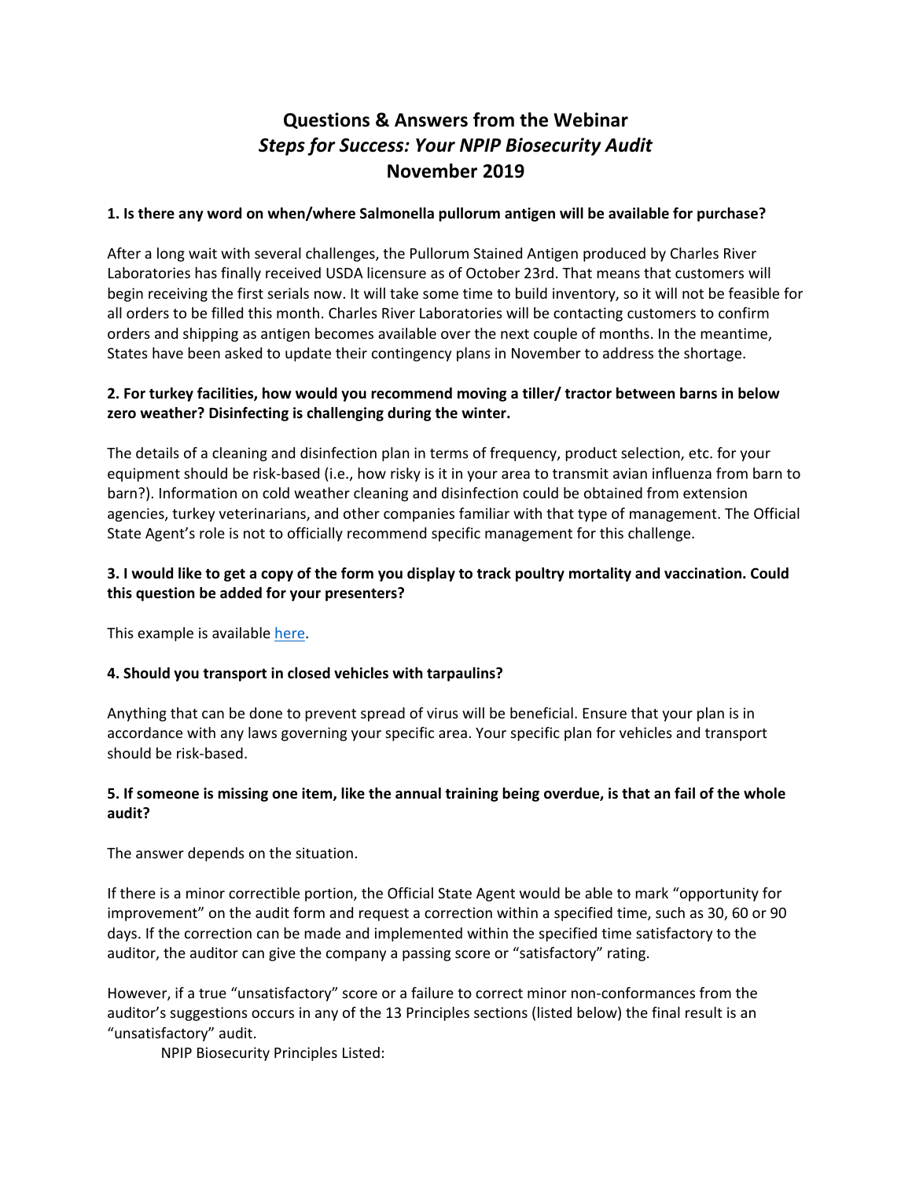# Questions & Answers from the Webinar
## *Steps for Success: Your NPIP Biosecurity Audit*
## November 2019

**1. Is there any word on when/where Salmonella pullorum antigen will be available for purchase?**

After a long wait with several challenges, the Pullorum Stained Antigen produced by Charles River Laboratories has finally received USDA licensure as of October 23rd. That means that customers will begin receiving the first serials now. It will take some time to build inventory, so it will not be feasible for all orders to be filled this month. Charles River Laboratories will be contacting customers to confirm orders and shipping as antigen becomes available over the next couple of months. In the meantime, States have been asked to update their contingency plans in November to address the shortage.

**2. For turkey facilities, how would you recommend moving a tiller/ tractor between barns in below zero weather? Disinfecting is challenging during the winter.**

The details of a cleaning and disinfection plan in terms of frequency, product selection, etc. for your equipment should be risk-based (i.e., how risky is it in your area to transmit avian influenza from barn to barn?). Information on cold weather cleaning and disinfection could be obtained from extension agencies, turkey veterinarians, and other companies familiar with that type of management. The Official State Agent's role is not to officially recommend specific management for this challenge.

**3. I would like to get a copy of the form you display to track poultry mortality and vaccination. Could this question be added for your presenters?**

This example is available here.

**4. Should you transport in closed vehicles with tarpaulins?**

Anything that can be done to prevent spread of virus will be beneficial. Ensure that your plan is in accordance with any laws governing your specific area. Your specific plan for vehicles and transport should be risk-based.

**5. If someone is missing one item, like the annual training being overdue, is that an fail of the whole audit?**

The answer depends on the situation.

If there is a minor correctible portion, the Official State Agent would be able to mark "opportunity for improvement" on the audit form and request a correction within a specified time, such as 30, 60 or 90 days. If the correction can be made and implemented within the specified time satisfactory to the auditor, the auditor can give the company a passing score or "satisfactory" rating.

However, if a true "unsatisfactory" score or a failure to correct minor non-conformances from the auditor's suggestions occurs in any of the 13 Principles sections (listed below) the final result is an "unsatisfactory" audit.

NPIP Biosecurity Principles Listed: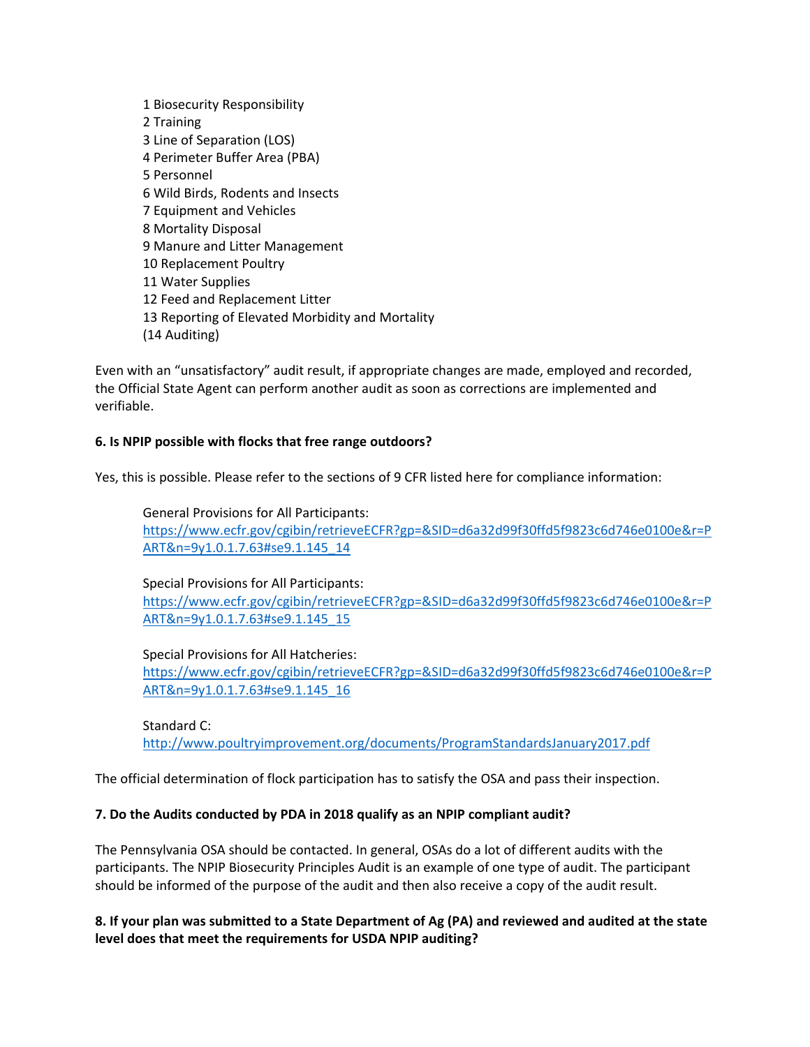1 Biosecurity Responsibility
2 Training
3 Line of Separation (LOS)
4 Perimeter Buffer Area (PBA)
5 Personnel
6 Wild Birds, Rodents and Insects
7 Equipment and Vehicles
8 Mortality Disposal
9 Manure and Litter Management
10 Replacement Poultry
11 Water Supplies
12 Feed and Replacement Litter
13 Reporting of Elevated Morbidity and Mortality
(14 Auditing)

Even with an "unsatisfactory" audit result, if appropriate changes are made, employed and recorded, the Official State Agent can perform another audit as soon as corrections are implemented and verifiable.

**6. Is NPIP possible with flocks that free range outdoors?**

Yes, this is possible. Please refer to the sections of 9 CFR listed here for compliance information:

General Provisions for All Participants:
[https://www.ecfr.gov/cgibin/retrieveECFR?gp=&SID=d6a32d99f30ffd5f9823c6d746e0100e&r=PART&n=9y1.0.1.7.63#se9.1.145_14](https://www.ecfr.gov/cgibin/retrieveECFR?gp=&SID=d6a32d99f30ffd5f9823c6d746e0100e&r=PART&n=9y1.0.1.7.63#se9.1.145_14)

Special Provisions for All Participants:
[https://www.ecfr.gov/cgibin/retrieveECFR?gp=&SID=d6a32d99f30ffd5f9823c6d746e0100e&r=PART&n=9y1.0.1.7.63#se9.1.145_15](https://www.ecfr.gov/cgibin/retrieveECFR?gp=&SID=d6a32d99f30ffd5f9823c6d746e0100e&r=PART&n=9y1.0.1.7.63#se9.1.145_15)

Special Provisions for All Hatcheries:
[https://www.ecfr.gov/cgibin/retrieveECFR?gp=&SID=d6a32d99f30ffd5f9823c6d746e0100e&r=PART&n=9y1.0.1.7.63#se9.1.145_16](https://www.ecfr.gov/cgibin/retrieveECFR?gp=&SID=d6a32d99f30ffd5f9823c6d746e0100e&r=PART&n=9y1.0.1.7.63#se9.1.145_16)

Standard C:
[http://www.poultryimprovement.org/documents/ProgramStandardsJanuary2017.pdf](http://www.poultryimprovement.org/documents/ProgramStandardsJanuary2017.pdf)

The official determination of flock participation has to satisfy the OSA and pass their inspection.

**7. Do the Audits conducted by PDA in 2018 qualify as an NPIP compliant audit?**

The Pennsylvania OSA should be contacted. In general, OSAs do a lot of different audits with the participants. The NPIP Biosecurity Principles Audit is an example of one type of audit. The participant should be informed of the purpose of the audit and then also receive a copy of the audit result.

**8. If your plan was submitted to a State Department of Ag (PA) and reviewed and audited at the state level does that meet the requirements for USDA NPIP auditing?**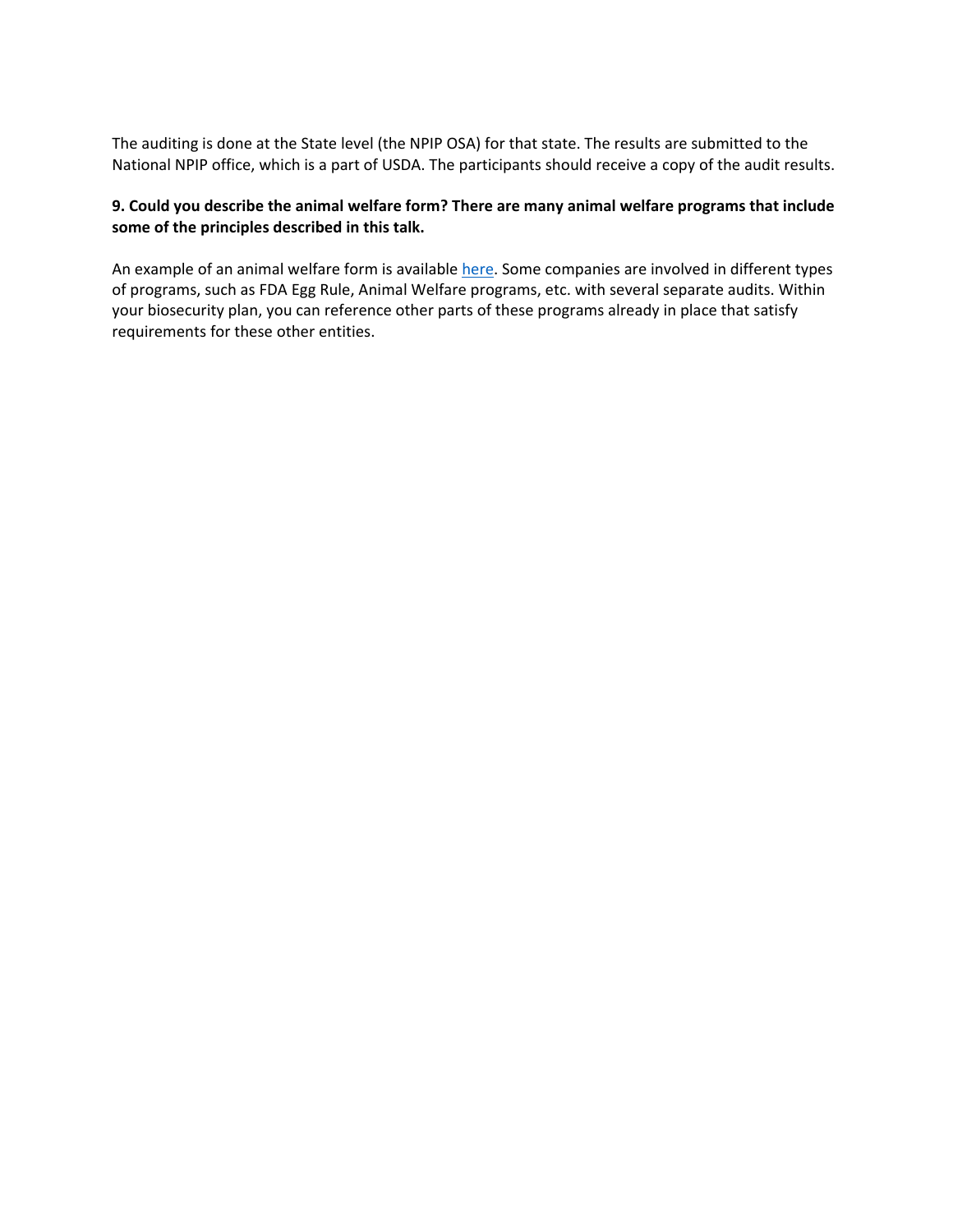The auditing is done at the State level (the NPIP OSA) for that state. The results are submitted to the National NPIP office, which is a part of USDA. The participants should receive a copy of the audit results.

**9. Could you describe the animal welfare form? There are many animal welfare programs that include some of the principles described in this talk.**

An example of an animal welfare form is available here. Some companies are involved in different types of programs, such as FDA Egg Rule, Animal Welfare programs, etc. with several separate audits. Within your biosecurity plan, you can reference other parts of these programs already in place that satisfy requirements for these other entities.